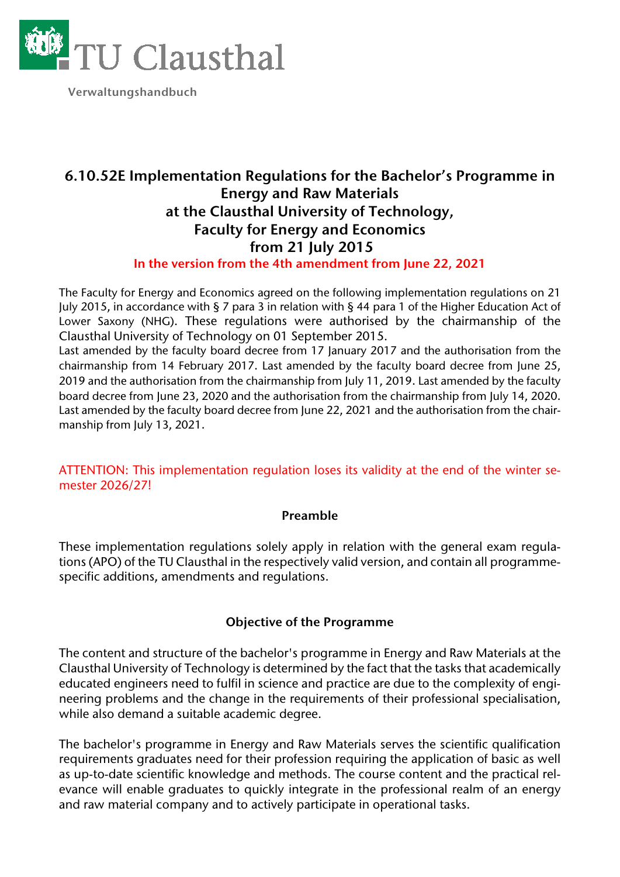TU Clausthal

Verwaltungshandbuch

# 6.10.52E Implementation Regulations for the Bachelor's Programme in Energy and Raw Materials at the Clausthal University of Technology, Faculty for Energy and Economics from 21 July 2015

**In the version from the 4th amendment from June 22, 2021**

The Faculty for Energy and Economics agreed on the following implementation regulations on 21 July 2015, in accordance with § 7 para 3 in relation with § 44 para 1 of the Higher Education Act of Lower Saxony (NHG). These regulations were authorised by the chairmanship of the Clausthal University of Technology on 01 September 2015.
Last amended by the faculty board decree from 17 January 2017 and the authorisation from the chairmanship from 14 February 2017. Last amended by the faculty board decree from June 25, 2019 and the authorisation from the chairmanship from July 11, 2019. Last amended by the faculty board decree from June 23, 2020 and the authorisation from the chairmanship from July 14, 2020. Last amended by the faculty board decree from June 22, 2021 and the authorisation from the chairmanship from July 13, 2021.

ATTENTION: This implementation regulation loses its validity at the end of the winter semester 2026/27!

## Preamble

These implementation regulations solely apply in relation with the general exam regulations (APO) of the TU Clausthal in the respectively valid version, and contain all programme-specific additions, amendments and regulations.

## Objective of the Programme

The content and structure of the bachelor's programme in Energy and Raw Materials at the Clausthal University of Technology is determined by the fact that the tasks that academically educated engineers need to fulfil in science and practice are due to the complexity of engineering problems and the change in the requirements of their professional specialisation, while also demand a suitable academic degree.

The bachelor's programme in Energy and Raw Materials serves the scientific qualification requirements graduates need for their profession requiring the application of basic as well as up-to-date scientific knowledge and methods. The course content and the practical relevance will enable graduates to quickly integrate in the professional realm of an energy and raw material company and to actively participate in operational tasks.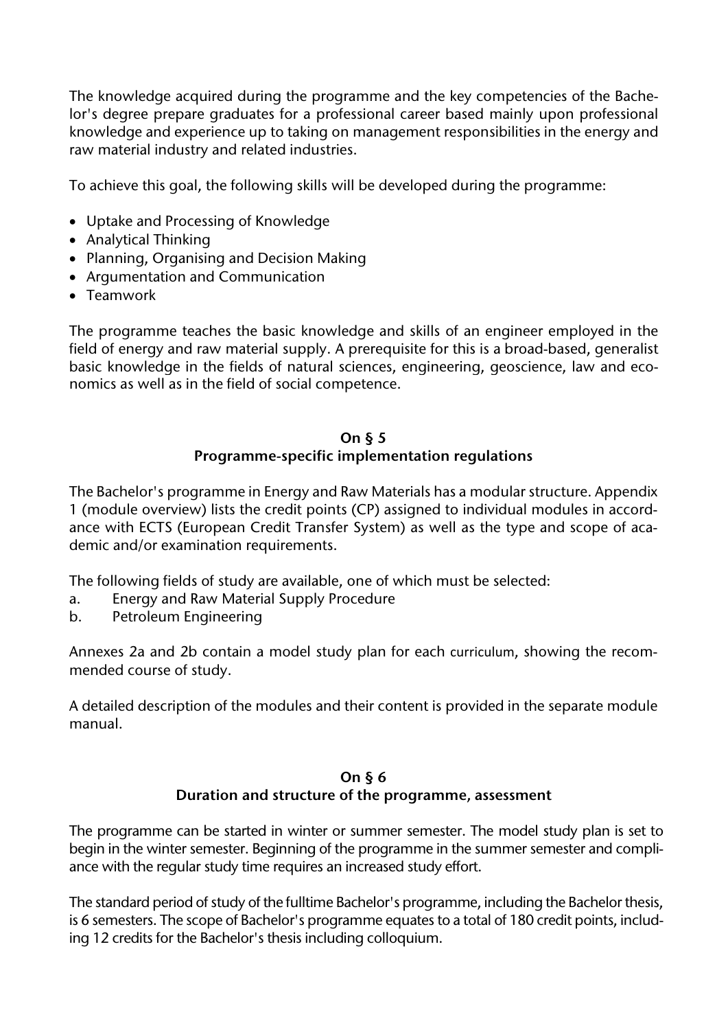The knowledge acquired during the programme and the key competencies of the Bachelor's degree prepare graduates for a professional career based mainly upon professional knowledge and experience up to taking on management responsibilities in the energy and raw material industry and related industries.

To achieve this goal, the following skills will be developed during the programme:

- Uptake and Processing of Knowledge
- Analytical Thinking
- Planning, Organising and Decision Making
- Argumentation and Communication
- Teamwork

The programme teaches the basic knowledge and skills of an engineer employed in the field of energy and raw material supply. A prerequisite for this is a broad-based, generalist basic knowledge in the fields of natural sciences, engineering, geoscience, law and economics as well as in the field of social competence.

## On § 5
## Programme-specific implementation regulations

The Bachelor's programme in Energy and Raw Materials has a modular structure. Appendix 1 (module overview) lists the credit points (CP) assigned to individual modules in accordance with ECTS (European Credit Transfer System) as well as the type and scope of academic and/or examination requirements.

The following fields of study are available, one of which must be selected:

a. Energy and Raw Material Supply Procedure
b. Petroleum Engineering

Annexes 2a and 2b contain a model study plan for each curriculum, showing the recommended course of study.

A detailed description of the modules and their content is provided in the separate module manual.

## On § 6
## Duration and structure of the programme, assessment

The programme can be started in winter or summer semester. The model study plan is set to begin in the winter semester. Beginning of the programme in the summer semester and compliance with the regular study time requires an increased study effort.

The standard period of study of the fulltime Bachelor's programme, including the Bachelor thesis, is 6 semesters. The scope of Bachelor's programme equates to a total of 180 credit points, including 12 credits for the Bachelor's thesis including colloquium.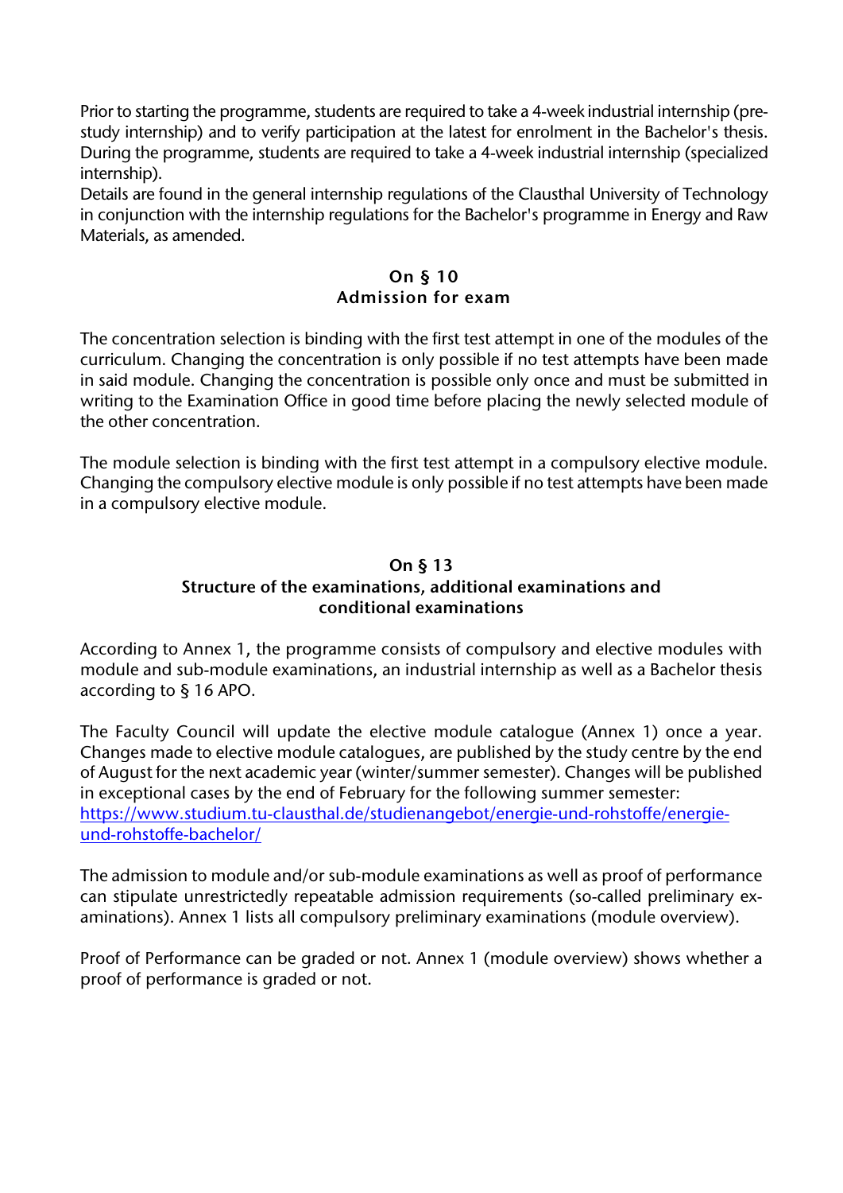Prior to starting the programme, students are required to take a 4-week industrial internship (pre-study internship) and to verify participation at the latest for enrolment in the Bachelor's thesis. During the programme, students are required to take a 4-week industrial internship (specialized internship).
Details are found in the general internship regulations of the Clausthal University of Technology in conjunction with the internship regulations for the Bachelor's programme in Energy and Raw Materials, as amended.

## On § 10
## Admission for exam

The concentration selection is binding with the first test attempt in one of the modules of the curriculum. Changing the concentration is only possible if no test attempts have been made in said module. Changing the concentration is possible only once and must be submitted in writing to the Examination Office in good time before placing the newly selected module of the other concentration.

The module selection is binding with the first test attempt in a compulsory elective module. Changing the compulsory elective module is only possible if no test attempts have been made in a compulsory elective module.

## On § 13
## Structure of the examinations, additional examinations and conditional examinations

According to Annex 1, the programme consists of compulsory and elective modules with module and sub-module examinations, an industrial internship as well as a Bachelor thesis according to § 16 APO.

The Faculty Council will update the elective module catalogue (Annex 1) once a year. Changes made to elective module catalogues, are published by the study centre by the end of August for the next academic year (winter/summer semester). Changes will be published in exceptional cases by the end of February for the following summer semester:
[https://www.studium.tu-clausthal.de/studienangebot/energie-und-rohstoffe/energie-und-rohstoffe-bachelor/](https://www.studium.tu-clausthal.de/studienangebot/energie-und-rohstoffe/energie-und-rohstoffe-bachelor/)

The admission to module and/or sub-module examinations as well as proof of performance can stipulate unrestrictedly repeatable admission requirements (so-called preliminary examinations). Annex 1 lists all compulsory preliminary examinations (module overview).

Proof of Performance can be graded or not. Annex 1 (module overview) shows whether a proof of performance is graded or not.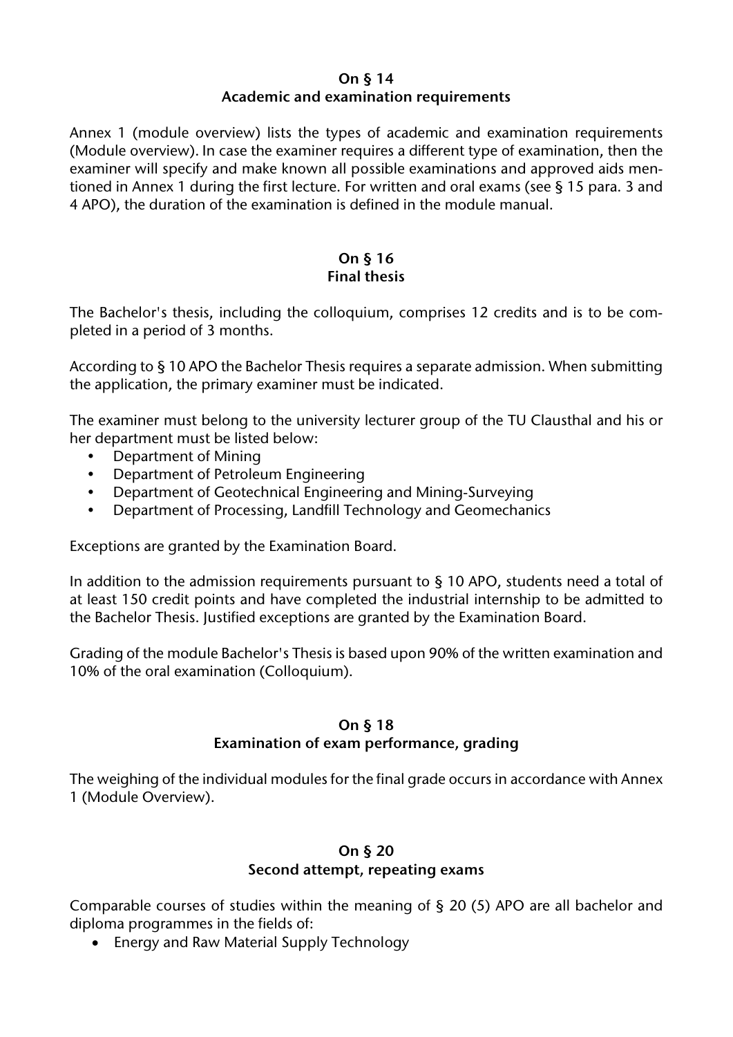## On § 14
## Academic and examination requirements

Annex 1 (module overview) lists the types of academic and examination requirements (Module overview). In case the examiner requires a different type of examination, then the examiner will specify and make known all possible examinations and approved aids mentioned in Annex 1 during the first lecture. For written and oral exams (see § 15 para. 3 and 4 APO), the duration of the examination is defined in the module manual.

## On § 16
## Final thesis

The Bachelor's thesis, including the colloquium, comprises 12 credits and is to be completed in a period of 3 months.

According to § 10 APO the Bachelor Thesis requires a separate admission. When submitting the application, the primary examiner must be indicated.

The examiner must belong to the university lecturer group of the TU Clausthal and his or her department must be listed below:

- Department of Mining
- Department of Petroleum Engineering
- Department of Geotechnical Engineering and Mining-Surveying
- Department of Processing, Landfill Technology and Geomechanics

Exceptions are granted by the Examination Board.

In addition to the admission requirements pursuant to § 10 APO, students need a total of at least 150 credit points and have completed the industrial internship to be admitted to the Bachelor Thesis. Justified exceptions are granted by the Examination Board.

Grading of the module Bachelor's Thesis is based upon 90% of the written examination and 10% of the oral examination (Colloquium).

## On § 18
## Examination of exam performance, grading

The weighing of the individual modules for the final grade occurs in accordance with Annex 1 (Module Overview).

## On § 20
## Second attempt, repeating exams

Comparable courses of studies within the meaning of § 20 (5) APO are all bachelor and diploma programmes in the fields of:

- Energy and Raw Material Supply Technology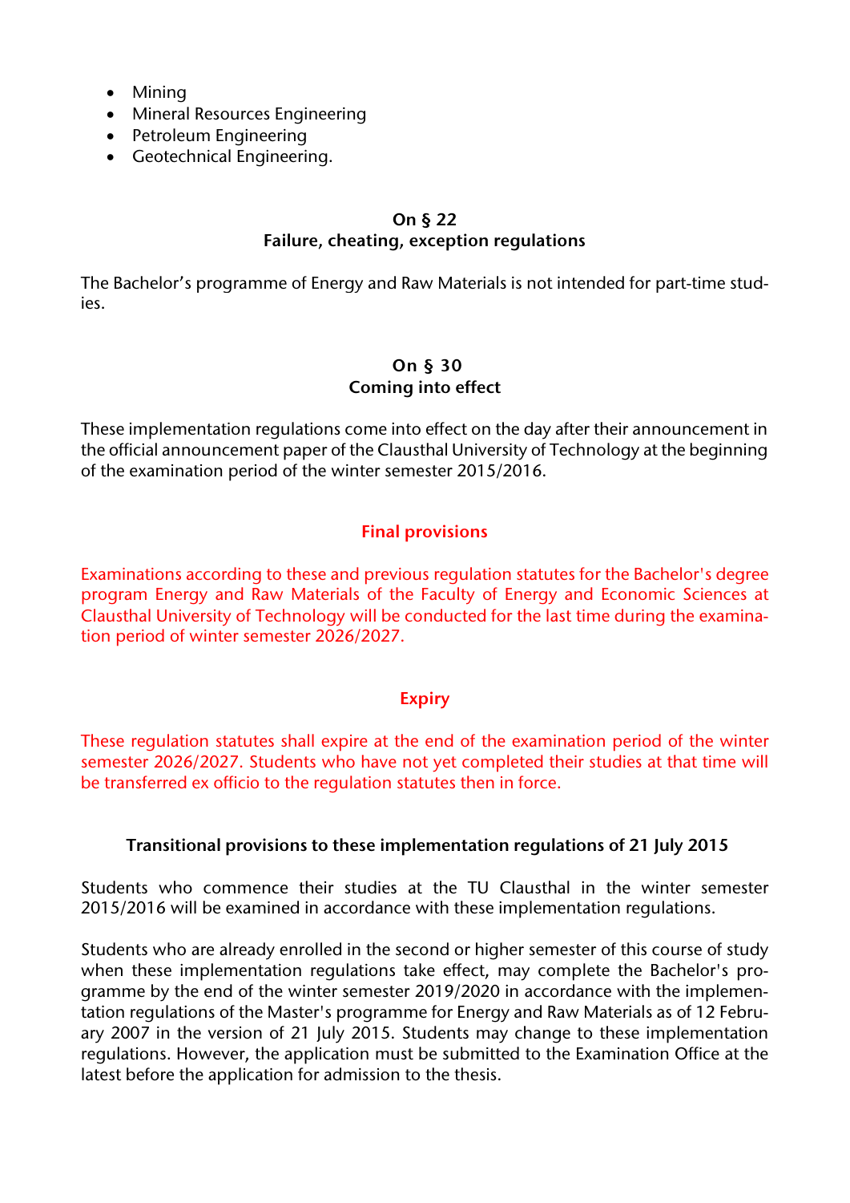- Mining
- Mineral Resources Engineering
- Petroleum Engineering
- Geotechnical Engineering.

### On § 22
### Failure, cheating, exception regulations

The Bachelor's programme of Energy and Raw Materials is not intended for part-time studies.

### On § 30
### Coming into effect

These implementation regulations come into effect on the day after their announcement in the official announcement paper of the Clausthal University of Technology at the beginning of the examination period of the winter semester 2015/2016.

### Final provisions

Examinations according to these and previous regulation statutes for the Bachelor's degree program Energy and Raw Materials of the Faculty of Energy and Economic Sciences at Clausthal University of Technology will be conducted for the last time during the examination period of winter semester 2026/2027.

### Expiry

These regulation statutes shall expire at the end of the examination period of the winter semester 2026/2027. Students who have not yet completed their studies at that time will be transferred ex officio to the regulation statutes then in force.

### Transitional provisions to these implementation regulations of 21 July 2015

Students who commence their studies at the TU Clausthal in the winter semester 2015/2016 will be examined in accordance with these implementation regulations.

Students who are already enrolled in the second or higher semester of this course of study when these implementation regulations take effect, may complete the Bachelor's programme by the end of the winter semester 2019/2020 in accordance with the implementation regulations of the Master's programme for Energy and Raw Materials as of 12 February 2007 in the version of 21 July 2015. Students may change to these implementation regulations. However, the application must be submitted to the Examination Office at the latest before the application for admission to the thesis.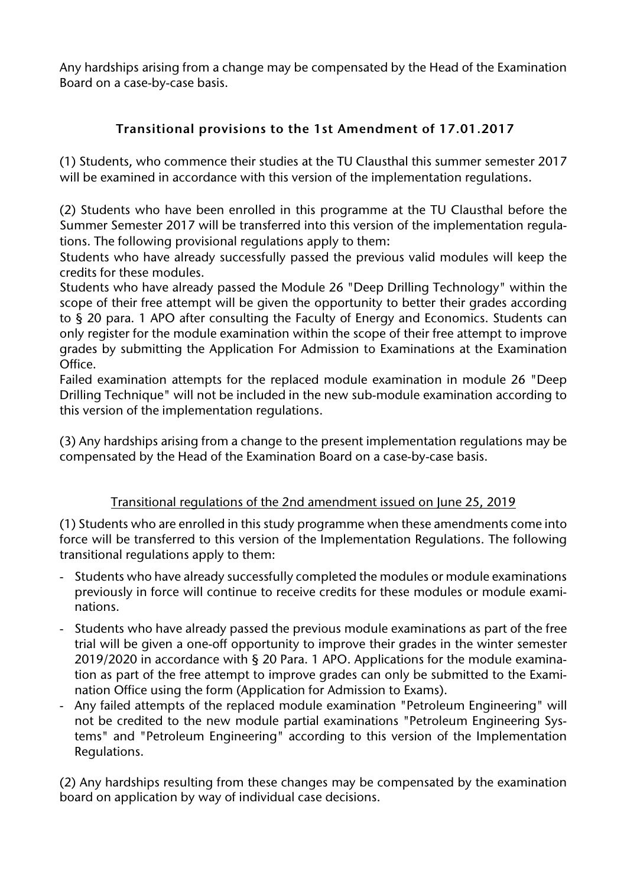Any hardships arising from a change may be compensated by the Head of the Examination Board on a case-by-case basis.

## Transitional provisions to the 1st Amendment of 17.01.2017

(1) Students, who commence their studies at the TU Clausthal this summer semester 2017 will be examined in accordance with this version of the implementation regulations.

(2) Students who have been enrolled in this programme at the TU Clausthal before the Summer Semester 2017 will be transferred into this version of the implementation regulations. The following provisional regulations apply to them:

Students who have already successfully passed the previous valid modules will keep the credits for these modules.

Students who have already passed the Module 26 "Deep Drilling Technology" within the scope of their free attempt will be given the opportunity to better their grades according to § 20 para. 1 APO after consulting the Faculty of Energy and Economics. Students can only register for the module examination within the scope of their free attempt to improve grades by submitting the Application For Admission to Examinations at the Examination Office.

Failed examination attempts for the replaced module examination in module 26 "Deep Drilling Technique" will not be included in the new sub-module examination according to this version of the implementation regulations.

(3) Any hardships arising from a change to the present implementation regulations may be compensated by the Head of the Examination Board on a case-by-case basis.

## Transitional regulations of the 2nd amendment issued on June 25, 2019

(1) Students who are enrolled in this study programme when these amendments come into force will be transferred to this version of the Implementation Regulations. The following transitional regulations apply to them:

- Students who have already successfully completed the modules or module examinations previously in force will continue to receive credits for these modules or module examinations.
- Students who have already passed the previous module examinations as part of the free trial will be given a one-off opportunity to improve their grades in the winter semester 2019/2020 in accordance with § 20 Para. 1 APO. Applications for the module examination as part of the free attempt to improve grades can only be submitted to the Examination Office using the form (Application for Admission to Exams).
- Any failed attempts of the replaced module examination "Petroleum Engineering" will not be credited to the new module partial examinations "Petroleum Engineering Systems" and "Petroleum Engineering" according to this version of the Implementation Regulations.

(2) Any hardships resulting from these changes may be compensated by the examination board on application by way of individual case decisions.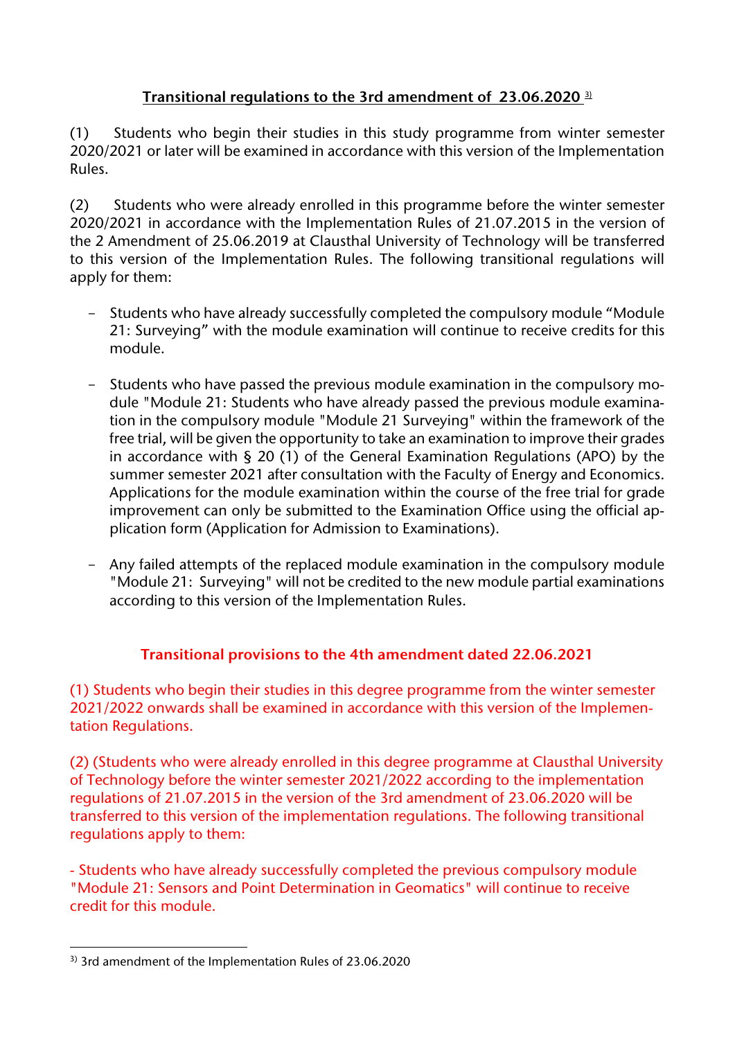## Transitional regulations to the 3rd amendment of 23.06.2020 [3)]

(1) Students who begin their studies in this study programme from winter semester 2020/2021 or later will be examined in accordance with this version of the Implementation Rules.

(2) Students who were already enrolled in this programme before the winter semester 2020/2021 in accordance with the Implementation Rules of 21.07.2015 in the version of the 2 Amendment of 25.06.2019 at Clausthal University of Technology will be transferred to this version of the Implementation Rules. The following transitional regulations will apply for them:

- Students who have already successfully completed the compulsory module "Module 21: Surveying" with the module examination will continue to receive credits for this module.

- Students who have passed the previous module examination in the compulsory module "Module 21: Students who have already passed the previous module examination in the compulsory module "Module 21 Surveying" within the framework of the free trial, will be given the opportunity to take an examination to improve their grades in accordance with § 20 (1) of the General Examination Regulations (APO) by the summer semester 2021 after consultation with the Faculty of Energy and Economics. Applications for the module examination within the course of the free trial for grade improvement can only be submitted to the Examination Office using the official application form (Application for Admission to Examinations).

- Any failed attempts of the replaced module examination in the compulsory module "Module 21: Surveying" will not be credited to the new module partial examinations according to this version of the Implementation Rules.

## Transitional provisions to the 4th amendment dated 22.06.2021

(1) Students who begin their studies in this degree programme from the winter semester 2021/2022 onwards shall be examined in accordance with this version of the Implementation Regulations.

(2) (Students who were already enrolled in this degree programme at Clausthal University of Technology before the winter semester 2021/2022 according to the implementation regulations of 21.07.2015 in the version of the 3rd amendment of 23.06.2020 will be transferred to this version of the implementation regulations. The following transitional regulations apply to them:

- Students who have already successfully completed the previous compulsory module "Module 21: Sensors and Point Determination in Geomatics" will continue to receive credit for this module.

---

3) 3rd amendment of the Implementation Rules of 23.06.2020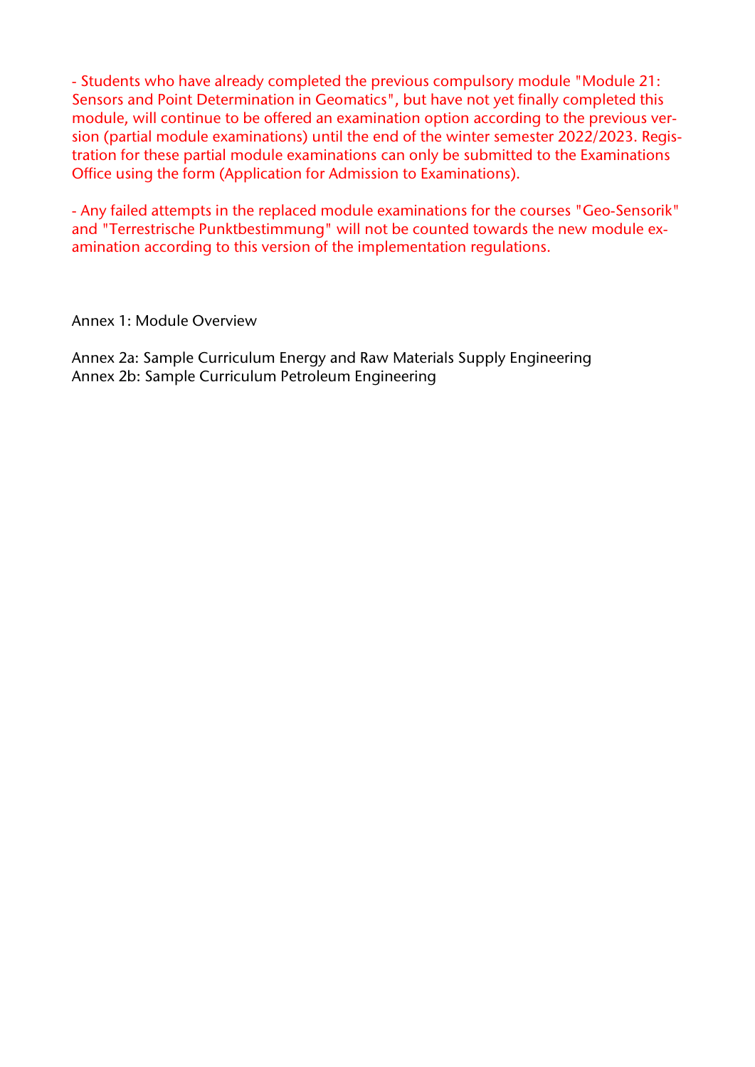- Students who have already completed the previous compulsory module "Module 21: Sensors and Point Determination in Geomatics", but have not yet finally completed this module, will continue to be offered an examination option according to the previous version (partial module examinations) until the end of the winter semester 2022/2023. Registration for these partial module examinations can only be submitted to the Examinations Office using the form (Application for Admission to Examinations).

- Any failed attempts in the replaced module examinations for the courses "Geo-Sensorik" and "Terrestrische Punktbestimmung" will not be counted towards the new module examination according to this version of the implementation regulations.

Annex 1: Module Overview

Annex 2a: Sample Curriculum Energy and Raw Materials Supply Engineering
Annex 2b: Sample Curriculum Petroleum Engineering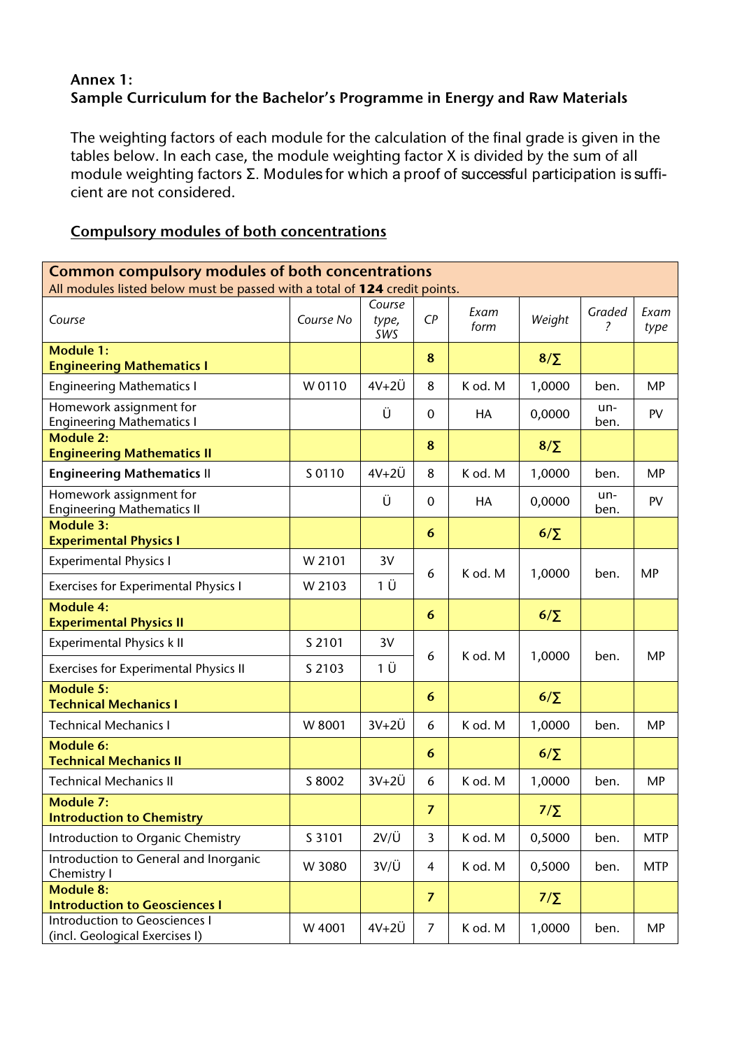**Annex 1:**
**Sample Curriculum for the Bachelor's Programme in Energy and Raw Materials**

The weighting factors of each module for the calculation of the final grade is given in the tables below. In each case, the module weighting factor X is divided by the sum of all module weighting factors Σ. Modules for which a proof of successful participation is sufficient are not considered.

## Compulsory modules of both concentrations

| **Common compulsory modules of both concentrations** All modules listed below must be passed with a total of **124** credit points. | | | | | | | |
|---|---|---|---|---|---|---|---|
| *Course* | *Course No* | *Course type, SWS* | *CP* | *Exam form* | *Weight* | *Graded ?* | *Exam type* |
| **Module 1: Engineering Mathematics I** | | | **8** | | **8/∑** | | |
| Engineering Mathematics I | W 0110 | 4V+2Ü | 8 | K od. M | 1,0000 | ben. | MP |
| Homework assignment for Engineering Mathematics I | | Ü | 0 | HA | 0,0000 | un-ben. | PV |
| **Module 2: Engineering Mathematics II** | | | **8** | | **8/∑** | | |
| **Engineering Mathematics** II | S 0110 | 4V+2Ü | 8 | K od. M | 1,0000 | ben. | MP |
| Homework assignment for Engineering Mathematics II | | Ü | 0 | HA | 0,0000 | un-ben. | PV |
| **Module 3: Experimental Physics I** | | | **6** | | **6/∑** | | |
| Experimental Physics I | W 2101 | 3V | 6 | K od. M | 1,0000 | ben. | MP |
| Exercises for Experimental Physics I | W 2103 | 1 Ü | | | | | |
| **Module 4: Experimental Physics II** | | | **6** | | **6/∑** | | |
| Experimental Physics k II | S 2101 | 3V | 6 | K od. M | 1,0000 | ben. | MP |
| Exercises for Experimental Physics II | S 2103 | 1 Ü | | | | | |
| **Module 5: Technical Mechanics I** | | | **6** | | **6/∑** | | |
| Technical Mechanics I | W 8001 | 3V+2Ü | 6 | K od. M | 1,0000 | ben. | MP |
| **Module 6: Technical Mechanics II** | | | **6** | | **6/∑** | | |
| Technical Mechanics II | S 8002 | 3V+2Ü | 6 | K od. M | 1,0000 | ben. | MP |
| **Module 7: Introduction to Chemistry** | | | **7** | | **7/∑** | | |
| Introduction to Organic Chemistry | S 3101 | 2V/Ü | 3 | K od. M | 0,5000 | ben. | MTP |
| Introduction to General and Inorganic Chemistry I | W 3080 | 3V/Ü | 4 | K od. M | 0,5000 | ben. | MTP |
| **Module 8: Introduction to Geosciences I** | | | **7** | | **7/∑** | | |
| Introduction to Geosciences I (incl. Geological Exercises I) | W 4001 | 4V+2Ü | 7 | K od. M | 1,0000 | ben. | MP |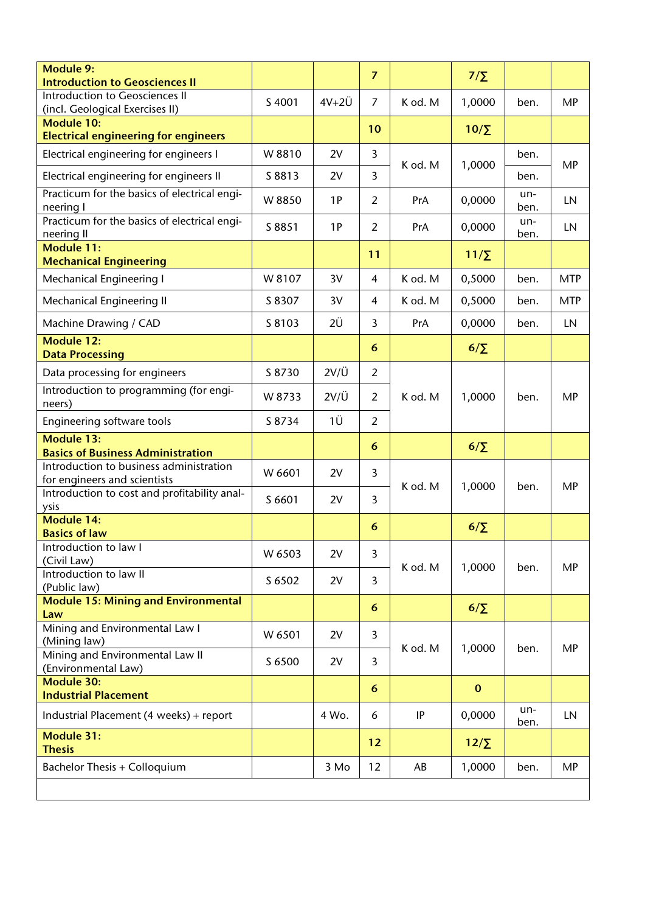| | | | | | | | |
|---|---|---|---|---|---|---|---|
| **Module 9: Introduction to Geosciences II** | | | **7** | | **7/∑** | | |
| Introduction to Geosciences II (incl. Geological Exercises II) | S 4001 | 4V+2Ü | 7 | K od. M | 1,0000 | ben. | MP |
| **Module 10: Electrical engineering for engineers** | | | **10** | | **10/∑** | | |
| Electrical engineering for engineers I | W 8810 | 2V | 3 | K od. M | 1,0000 | ben. | MP |
| Electrical engineering for engineers II | S 8813 | 2V | 3 | | | ben. | |
| Practicum for the basics of electrical engineering I | W 8850 | 1P | 2 | PrA | 0,0000 | unben. | LN |
| Practicum for the basics of electrical engineering II | S 8851 | 1P | 2 | PrA | 0,0000 | unben. | LN |
| **Module 11: Mechanical Engineering** | | | **11** | | **11/∑** | | |
| Mechanical Engineering I | W 8107 | 3V | 4 | K od. M | 0,5000 | ben. | MTP |
| Mechanical Engineering II | S 8307 | 3V | 4 | K od. M | 0,5000 | ben. | MTP |
| Machine Drawing / CAD | S 8103 | 2Ü | 3 | PrA | 0,0000 | ben. | LN |
| **Module 12: Data Processing** | | | **6** | | **6/∑** | | |
| Data processing for engineers | S 8730 | 2V/Ü | 2 | K od. M | 1,0000 | ben. | MP |
| Introduction to programming (for engineers) | W 8733 | 2V/Ü | 2 | | | | |
| Engineering software tools | S 8734 | 1Ü | 2 | | | | |
| **Module 13: Basics of Business Administration** | | | **6** | | **6/∑** | | |
| Introduction to business administration for engineers and scientists | W 6601 | 2V | 3 | K od. M | 1,0000 | ben. | MP |
| Introduction to cost and profitability analysis | S 6601 | 2V | 3 | | | | |
| **Module 14: Basics of law** | | | **6** | | **6/∑** | | |
| Introduction to law I (Civil Law) | W 6503 | 2V | 3 | K od. M | 1,0000 | ben. | MP |
| Introduction to law II (Public law) | S 6502 | 2V | 3 | | | | |
| **Module 15: Mining and Environmental Law** | | | **6** | | **6/∑** | | |
| Mining and Environmental Law I (Mining law) | W 6501 | 2V | 3 | K od. M | 1,0000 | ben. | MP |
| Mining and Environmental Law II (Environmental Law) | S 6500 | 2V | 3 | | | | |
| **Module 30: Industrial Placement** | | | **6** | | **0** | | |
| Industrial Placement (4 weeks) + report | | 4 Wo. | 6 | IP | 0,0000 | unben. | LN |
| **Module 31: Thesis** | | | **12** | | **12/∑** | | |
| Bachelor Thesis + Colloquium | | 3 Mo | 12 | AB | 1,0000 | ben. | MP |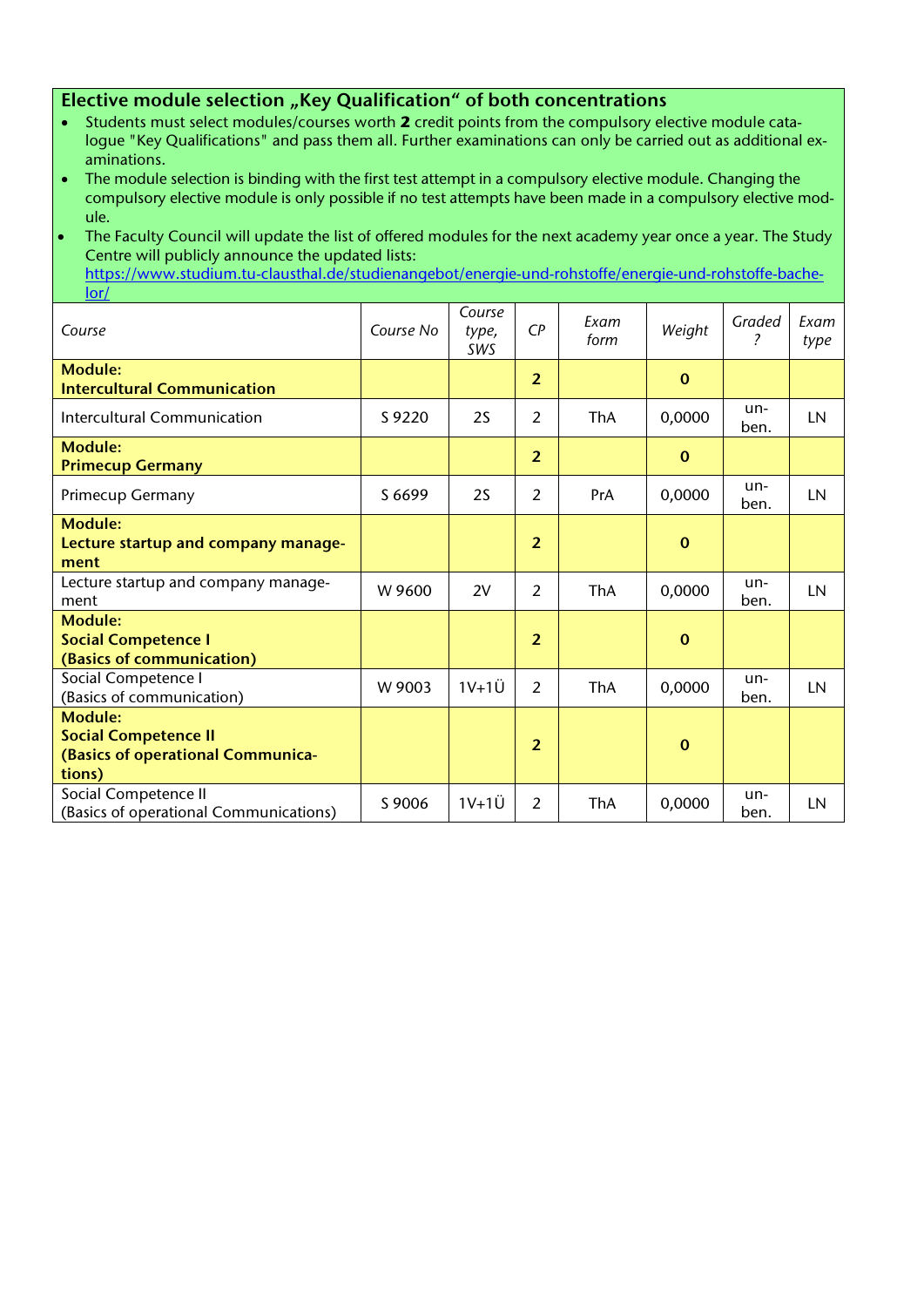## Elective module selection „Key Qualification“ of both concentrations

- Students must select modules/courses worth **2** credit points from the compulsory elective module catalogue "Key Qualifications" and pass them all. Further examinations can only be carried out as additional examinations.
- The module selection is binding with the first test attempt in a compulsory elective module. Changing the compulsory elective module is only possible if no test attempts have been made in a compulsory elective module.
- The Faculty Council will update the list of offered modules for the next academy year once a year. The Study Centre will publicly announce the updated lists: https://www.studium.tu-clausthal.de/studienangebot/energie-und-rohstoffe/energie-und-rohstoffe-bachelor/

| *Course* | *Course No* | *Course type, SWS* | *CP* | *Exam form* | *Weight* | *Graded ?* | *Exam type* |
|---|---|---|---|---|---|---|---|
| **Module: Intercultural Communication** | | | **2** | | **0** | | |
| Intercultural Communication | S 9220 | 2S | 2 | ThA | 0,0000 | unben. | LN |
| **Module: Primecup Germany** | | | **2** | | **0** | | |
| Primecup Germany | S 6699 | 2S | 2 | PrA | 0,0000 | unben. | LN |
| **Module: Lecture startup and company management** | | | **2** | | **0** | | |
| Lecture startup and company management | W 9600 | 2V | 2 | ThA | 0,0000 | unben. | LN |
| **Module: Social Competence I (Basics of communication)** | | | **2** | | **0** | | |
| Social Competence I (Basics of communication) | W 9003 | 1V+1Ü | 2 | ThA | 0,0000 | unben. | LN |
| **Module: Social Competence II (Basics of operational Communications)** | | | **2** | | **0** | | |
| Social Competence II (Basics of operational Communications) | S 9006 | 1V+1Ü | 2 | ThA | 0,0000 | unben. | LN |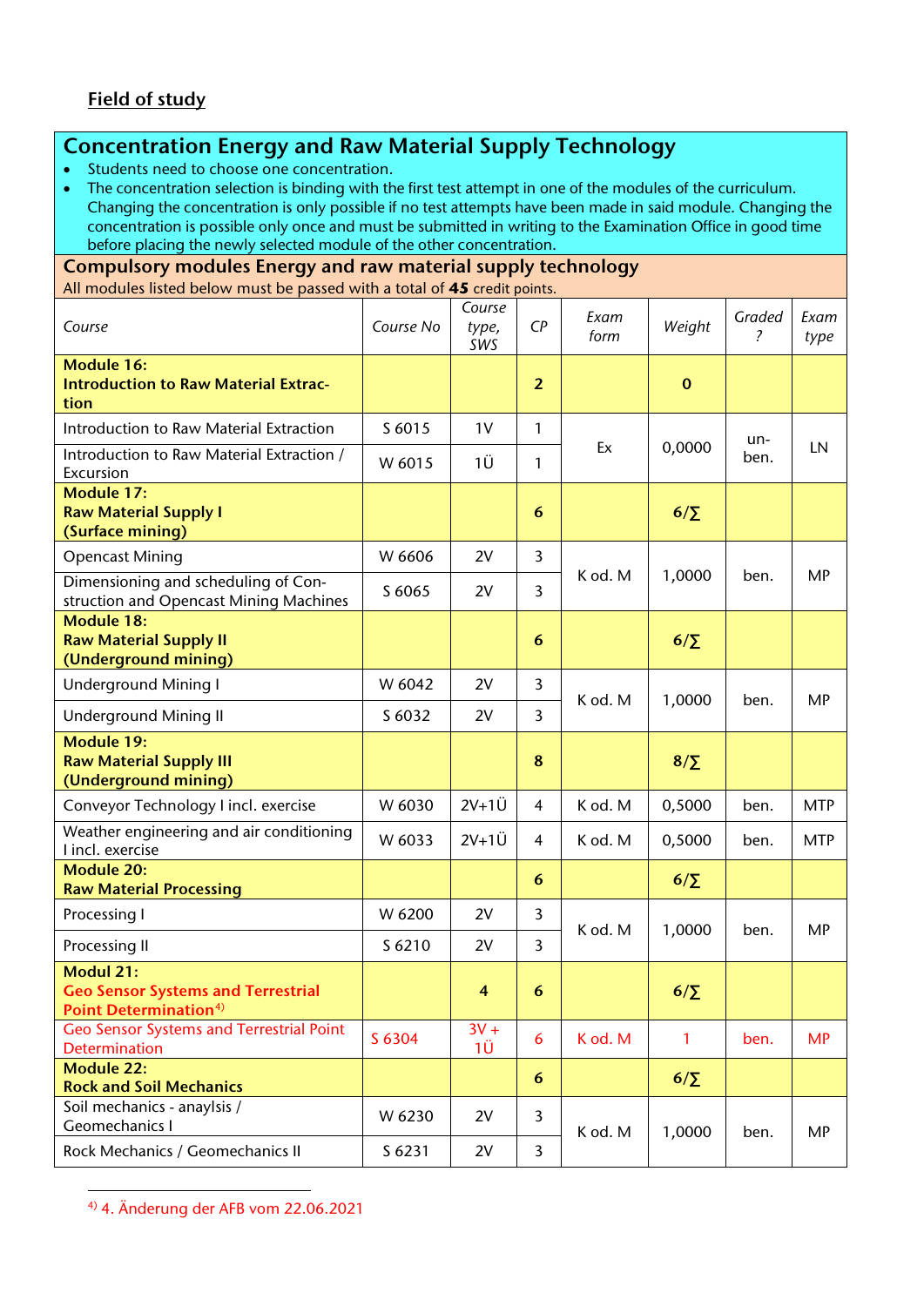## Field of study

## Concentration Energy and Raw Material Supply Technology

- Students need to choose one concentration.
- The concentration selection is binding with the first test attempt in one of the modules of the curriculum. Changing the concentration is only possible if no test attempts have been made in said module. Changing the concentration is possible only once and must be submitted in writing to the Examination Office in good time before placing the newly selected module of the other concentration.

### Compulsory modules Energy and raw material supply technology

All modules listed below must be passed with a total of **45** credit points.

| *Course* | *Course No* | *Course type, SWS* | *CP* | *Exam form* | *Weight* | *Graded ?* | *Exam type* |
|---|---|---|---|---|---|---|---|
| **Module 16: Introduction to Raw Material Extraction** | | | **2** | | **0** | | |
| Introduction to Raw Material Extraction | S 6015 | 1V | 1 | Ex | 0,0000 | un-ben. | LN |
| Introduction to Raw Material Extraction / Excursion | W 6015 | 1Ü | 1 | | | | |
| **Module 17: Raw Material Supply I (Surface mining)** | | | **6** | | **6/∑** | | |
| Opencast Mining | W 6606 | 2V | 3 | K od. M | 1,0000 | ben. | MP |
| Dimensioning and scheduling of Construction and Opencast Mining Machines | S 6065 | 2V | 3 | | | | |
| **Module 18: Raw Material Supply II (Underground mining)** | | | **6** | | **6/∑** | | |
| Underground Mining I | W 6042 | 2V | 3 | K od. M | 1,0000 | ben. | MP |
| Underground Mining II | S 6032 | 2V | 3 | | | | |
| **Module 19: Raw Material Supply III (Underground mining)** | | | **8** | | **8/∑** | | |
| Conveyor Technology I incl. exercise | W 6030 | 2V+1Ü | 4 | K od. M | 0,5000 | ben. | MTP |
| Weather engineering and air conditioning I incl. exercise | W 6033 | 2V+1Ü | 4 | K od. M | 0,5000 | ben. | MTP |
| **Module 20: Raw Material Processing** | | | **6** | | **6/∑** | | |
| Processing I | W 6200 | 2V | 3 | K od. M | 1,0000 | ben. | MP |
| Processing II | S 6210 | 2V | 3 | | | | |
| **Modul 21: Geo Sensor Systems and Terrestrial Point Determination**[4] | | **4** | **6** | | **6/∑** | | |
| Geo Sensor Systems and Terrestrial Point Determination | S 6304 | 3V + 1Ü | 6 | K od. M | 1 | ben. | MP |
| **Module 22: Rock and Soil Mechanics** | | | **6** | | **6/∑** | | |
| Soil mechanics - anaylsis / Geomechanics I | W 6230 | 2V | 3 | K od. M | 1,0000 | ben. | MP |
| Rock Mechanics / Geomechanics II | S 6231 | 2V | 3 | | | | |

[4] 4. Änderung der AFB vom 22.06.2021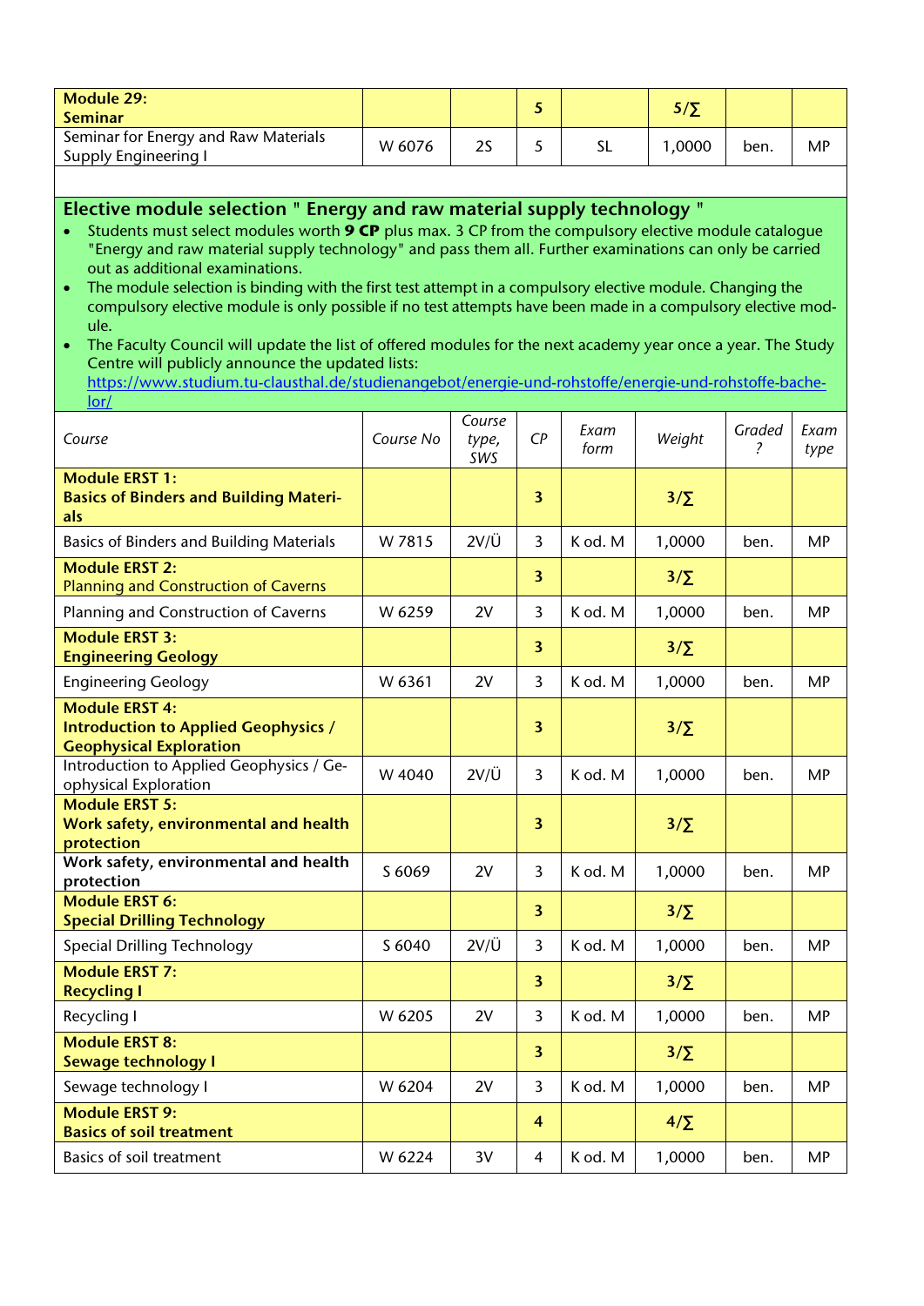| **Module 29:** **Seminar** | | | **5** | | **5/∑** | | |
|---|---|---|---|---|---|---|---|
| Seminar for Energy and Raw Materials Supply Engineering I | W 6076 | 2S | 5 | SL | 1,0000 | ben. | MP |

## Elective module selection " Energy and raw material supply technology "

- Students must select modules worth **9 CP** plus max. 3 CP from the compulsory elective module catalogue "Energy and raw material supply technology" and pass them all. Further examinations can only be carried out as additional examinations.
- The module selection is binding with the first test attempt in a compulsory elective module. Changing the compulsory elective module is only possible if no test attempts have been made in a compulsory elective module.
- The Faculty Council will update the list of offered modules for the next academy year once a year. The Study Centre will publicly announce the updated lists: [https://www.studium.tu-clausthal.de/studienangebot/energie-und-rohstoffe/energie-und-rohstoffe-bachelor/](https://www.studium.tu-clausthal.de/studienangebot/energie-und-rohstoffe/energie-und-rohstoffe-bachelor/)

| *Course* | *Course No* | *Course type, SWS* | *CP* | *Exam form* | *Weight* | *Graded ?* | *Exam type* |
|---|---|---|---|---|---|---|---|
| **Module ERST 1:** **Basics of Binders and Building Materials** | | | **3** | | **3/∑** | | |
| Basics of Binders and Building Materials | W 7815 | 2V/Ü | 3 | K od. M | 1,0000 | ben. | MP |
| **Module ERST 2:** **Planning and Construction of Caverns** | | | **3** | | **3/∑** | | |
| Planning and Construction of Caverns | W 6259 | 2V | 3 | K od. M | 1,0000 | ben. | MP |
| **Module ERST 3:** **Engineering Geology** | | | **3** | | **3/∑** | | |
| Engineering Geology | W 6361 | 2V | 3 | K od. M | 1,0000 | ben. | MP |
| **Module ERST 4:** **Introduction to Applied Geophysics / Geophysical Exploration** | | | **3** | | **3/∑** | | |
| Introduction to Applied Geophysics / Geophysical Exploration | W 4040 | 2V/Ü | 3 | K od. M | 1,0000 | ben. | MP |
| **Module ERST 5:** **Work safety, environmental and health protection** | | | **3** | | **3/∑** | | |
| **Work safety, environmental and health protection** | S 6069 | 2V | 3 | K od. M | 1,0000 | ben. | MP |
| **Module ERST 6:** **Special Drilling Technology** | | | **3** | | **3/∑** | | |
| Special Drilling Technology | S 6040 | 2V/Ü | 3 | K od. M | 1,0000 | ben. | MP |
| **Module ERST 7:** **Recycling I** | | | **3** | | **3/∑** | | |
| Recycling I | W 6205 | 2V | 3 | K od. M | 1,0000 | ben. | MP |
| **Module ERST 8:** **Sewage technology I** | | | **3** | | **3/∑** | | |
| Sewage technology I | W 6204 | 2V | 3 | K od. M | 1,0000 | ben. | MP |
| **Module ERST 9:** **Basics of soil treatment** | | | **4** | | **4/∑** | | |
| Basics of soil treatment | W 6224 | 3V | 4 | K od. M | 1,0000 | ben. | MP |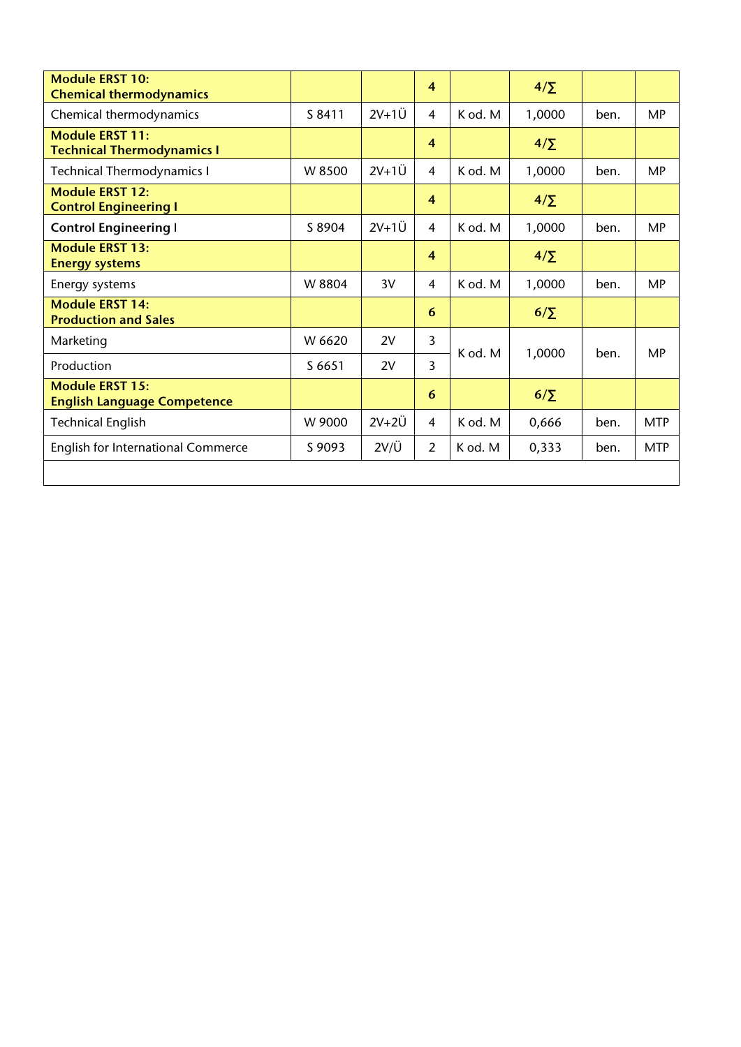| **Module ERST 10: Chemical thermodynamics** | | | **4** | | **4/∑** | | |
|---|---|---|---|---|---|---|---|
| Chemical thermodynamics | S 8411 | 2V+1Ü | 4 | K od. M | 1,0000 | ben. | MP |
| **Module ERST 11: Technical Thermodynamics I** | | | **4** | | **4/∑** | | |
| Technical Thermodynamics I | W 8500 | 2V+1Ü | 4 | K od. M | 1,0000 | ben. | MP |
| **Module ERST 12: Control Engineering I** | | | **4** | | **4/∑** | | |
| **Control Engineering** I | S 8904 | 2V+1Ü | 4 | K od. M | 1,0000 | ben. | MP |
| **Module ERST 13: Energy systems** | | | **4** | | **4/∑** | | |
| Energy systems | W 8804 | 3V | 4 | K od. M | 1,0000 | ben. | MP |
| **Module ERST 14: Production and Sales** | | | **6** | | **6/∑** | | |
| Marketing | W 6620 | 2V | 3 | K od. M | 1,0000 | ben. | MP |
| Production | S 6651 | 2V | 3 | | | | |
| **Module ERST 15: English Language Competence** | | | **6** | | **6/∑** | | |
| Technical English | W 9000 | 2V+2Ü | 4 | K od. M | 0,666 | ben. | MTP |
| English for International Commerce | S 9093 | 2V/Ü | 2 | K od. M | 0,333 | ben. | MTP |
| | | | | | | | |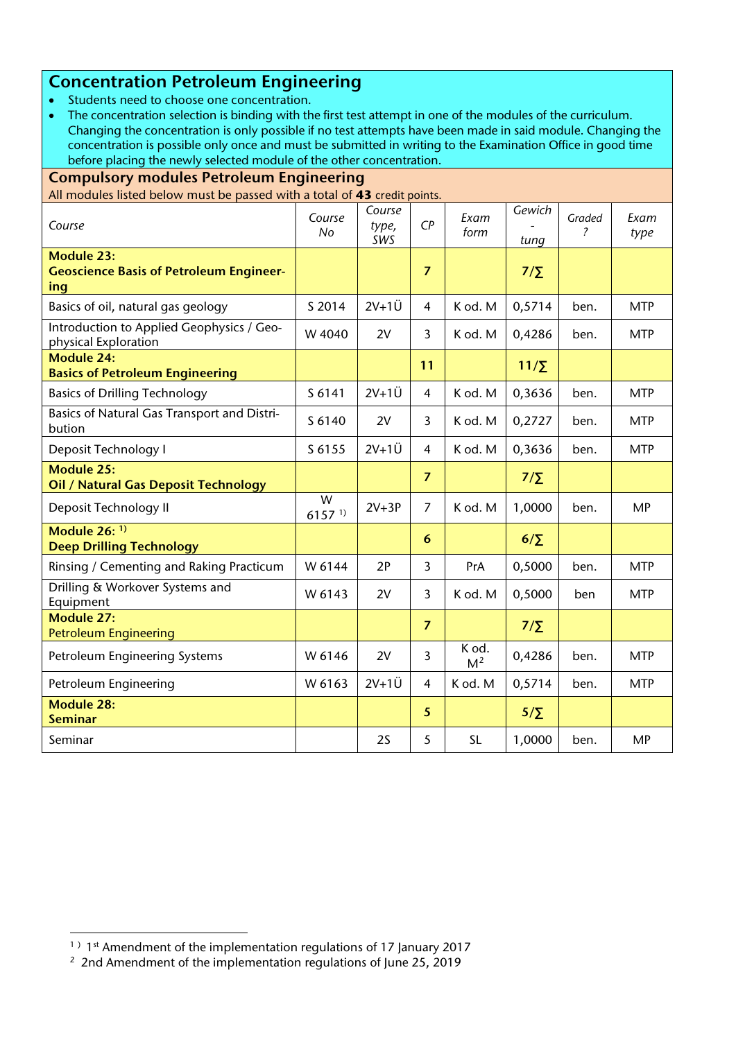## Concentration Petroleum Engineering

- Students need to choose one concentration.
- The concentration selection is binding with the first test attempt in one of the modules of the curriculum. Changing the concentration is only possible if no test attempts have been made in said module. Changing the concentration is possible only once and must be submitted in writing to the Examination Office in good time before placing the newly selected module of the other concentration.

### Compulsory modules Petroleum Engineering

All modules listed below must be passed with a total of **43** credit points.

| *Course* | *Course No* | *Course type, SWS* | *CP* | *Exam form* | *Gewichtung* | *Graded?* | *Exam type* |
|---|---|---|---|---|---|---|---|
| **Module 23: Geoscience Basis of Petroleum Engineering** | | | **7** | | **7/∑** | | |
| Basics of oil, natural gas geology | S 2014 | 2V+1Ü | 4 | K od. M | 0,5714 | ben. | MTP |
| Introduction to Applied Geophysics / Geophysical Exploration | W 4040 | 2V | 3 | K od. M | 0,4286 | ben. | MTP |
| **Module 24: Basics of Petroleum Engineering** | | | **11** | | **11/∑** | | |
| Basics of Drilling Technology | S 6141 | 2V+1Ü | 4 | K od. M | 0,3636 | ben. | MTP |
| Basics of Natural Gas Transport and Distribution | S 6140 | 2V | 3 | K od. M | 0,2727 | ben. | MTP |
| Deposit Technology I | S 6155 | 2V+1Ü | 4 | K od. M | 0,3636 | ben. | MTP |
| **Module 25: Oil / Natural Gas Deposit Technology** | | | **7** | | **7/∑** | | |
| Deposit Technology II | W 6157 [1)] | 2V+3P | 7 | K od. M | 1,0000 | ben. | MP |
| **Module 26: [1)] Deep Drilling Technology** | | | **6** | | **6/∑** | | |
| Rinsing / Cementing and Raking Practicum | W 6144 | 2P | 3 | PrA | 0,5000 | ben. | MTP |
| Drilling & Workover Systems and Equipment | W 6143 | 2V | 3 | K od. M | 0,5000 | ben | MTP |
| **Module 27:** Petroleum Engineering | | | **7** | | **7/∑** | | |
| Petroleum Engineering Systems | W 6146 | 2V | 3 | K od. M[2] | 0,4286 | ben. | MTP |
| Petroleum Engineering | W 6163 | 2V+1Ü | 4 | K od. M | 0,5714 | ben. | MTP |
| **Module 28: Seminar** | | | **5** | | **5/∑** | | |
| Seminar | | 2S | 5 | SL | 1,0000 | ben. | MP |

---

[1)] 1st Amendment of the implementation regulations of 17 January 2017

[2] 2nd Amendment of the implementation regulations of June 25, 2019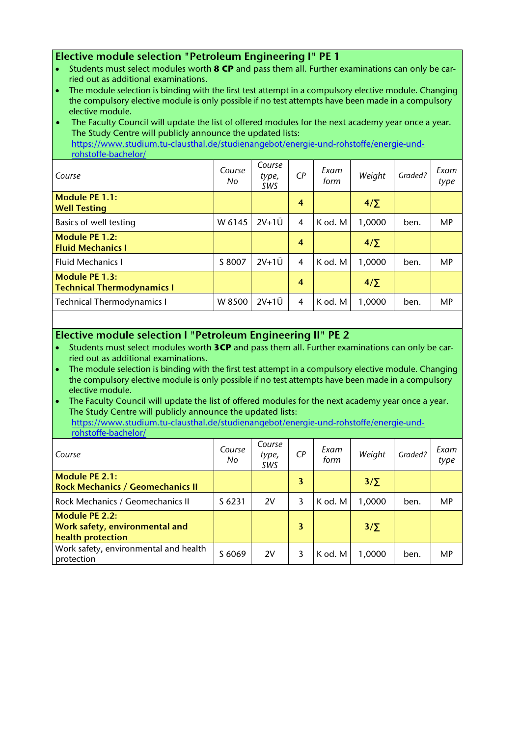## Elective module selection "Petroleum Engineering I" PE 1

- Students must select modules worth **8 CP** and pass them all. Further examinations can only be carried out as additional examinations.
- The module selection is binding with the first test attempt in a compulsory elective module. Changing the compulsory elective module is only possible if no test attempts have been made in a compulsory elective module.
- The Faculty Council will update the list of offered modules for the next academy year once a year. The Study Centre will publicly announce the updated lists: [https://www.studium.tu-clausthal.de/studienangebot/energie-und-rohstoffe/energie-und-rohstoffe-bachelor/](https://www.studium.tu-clausthal.de/studienangebot/energie-und-rohstoffe/energie-und-rohstoffe-bachelor/)

| *Course* | *Course No* | *Course type, SWS* | *CP* | *Exam form* | *Weight* | *Graded?* | *Exam type* |
|---|---|---|---|---|---|---|---|
| **Module PE 1.1: Well Testing** | | | **4** | | **4/∑** | | |
| Basics of well testing | W 6145 | 2V+1Ü | 4 | K od. M | 1,0000 | ben. | MP |
| **Module PE 1.2: Fluid Mechanics I** | | | **4** | | **4/∑** | | |
| Fluid Mechanics I | S 8007 | 2V+1Ü | 4 | K od. M | 1,0000 | ben. | MP |
| **Module PE 1.3: Technical Thermodynamics I** | | | **4** | | **4/∑** | | |
| Technical Thermodynamics I | W 8500 | 2V+1Ü | 4 | K od. M | 1,0000 | ben. | MP |

## Elective module selection I "Petroleum Engineering II" PE 2

- Students must select modules worth **3CP** and pass them all. Further examinations can only be carried out as additional examinations.
- The module selection is binding with the first test attempt in a compulsory elective module. Changing the compulsory elective module is only possible if no test attempts have been made in a compulsory elective module.
- The Faculty Council will update the list of offered modules for the next academy year once a year. The Study Centre will publicly announce the updated lists: [https://www.studium.tu-clausthal.de/studienangebot/energie-und-rohstoffe/energie-und-rohstoffe-bachelor/](https://www.studium.tu-clausthal.de/studienangebot/energie-und-rohstoffe/energie-und-rohstoffe-bachelor/)

| *Course* | *Course No* | *Course type, SWS* | *CP* | *Exam form* | *Weight* | *Graded?* | *Exam type* |
|---|---|---|---|---|---|---|---|
| **Module PE 2.1: Rock Mechanics / Geomechanics II** | | | **3** | | **3/∑** | | |
| Rock Mechanics / Geomechanics II | S 6231 | 2V | 3 | K od. M | 1,0000 | ben. | MP |
| **Module PE 2.2: Work safety, environmental and health protection** | | | **3** | | **3/∑** | | |
| Work safety, environmental and health protection | S 6069 | 2V | 3 | K od. M | 1,0000 | ben. | MP |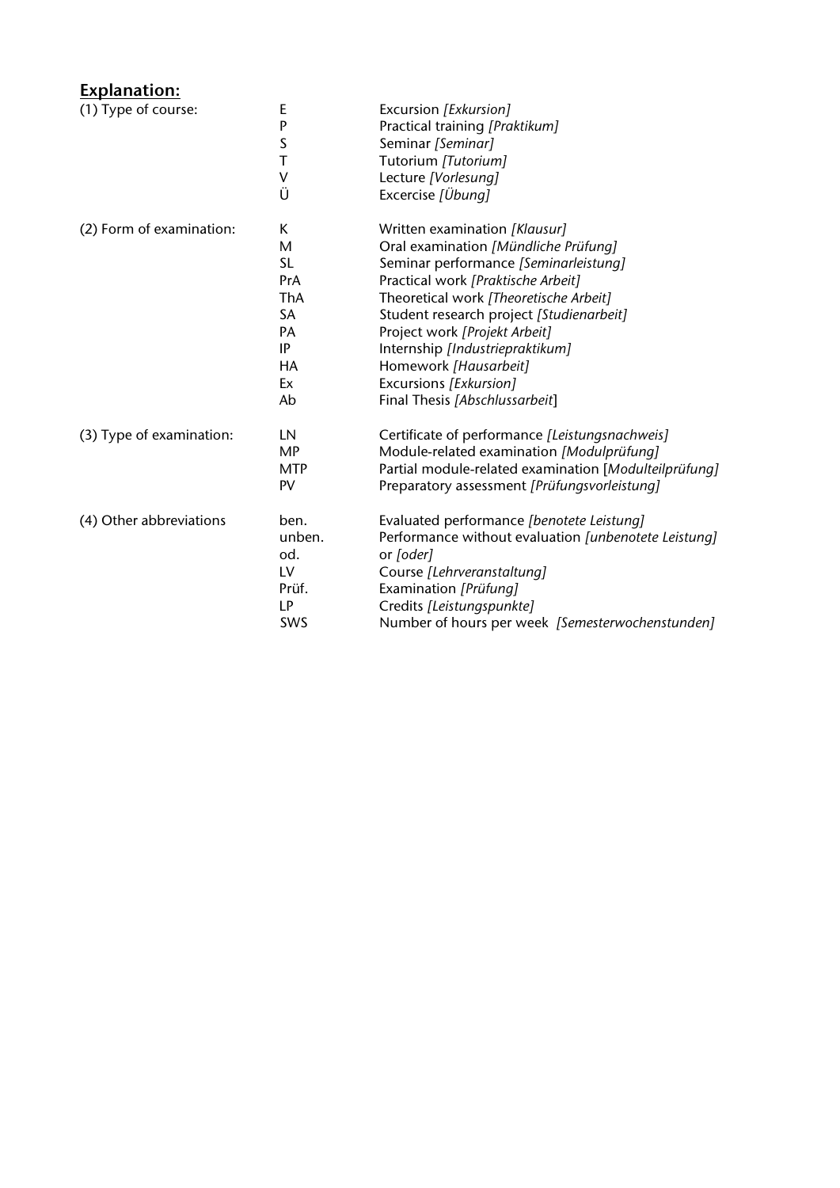## Explanation:

| | | |
|---|---|---|
| (1) Type of course: | E | Excursion *[Exkursion]* |
| | P | Practical training *[Praktikum]* |
| | S | Seminar *[Seminar]* |
| | T | Tutorium *[Tutorium]* |
| | V | Lecture *[Vorlesung]* |
| | Ü | Excercise *[Übung]* |
| (2) Form of examination: | K | Written examination *[Klausur]* |
| | M | Oral examination *[Mündliche Prüfung]* |
| | SL | Seminar performance *[Seminarleistung]* |
| | PrA | Practical work *[Praktische Arbeit]* |
| | ThA | Theoretical work *[Theoretische Arbeit]* |
| | SA | Student research project *[Studienarbeit]* |
| | PA | Project work *[Projekt Arbeit]* |
| | IP | Internship *[Industriepraktikum]* |
| | HA | Homework *[Hausarbeit]* |
| | Ex | Excursions *[Exkursion]* |
| | Ab | Final Thesis *[Abschlussarbeit]* |
| (3) Type of examination: | LN | Certificate of performance *[Leistungsnachweis]* |
| | MP | Module-related examination *[Modulprüfung]* |
| | MTP | Partial module-related examination [*Modulteilprüfung]* |
| | PV | Preparatory assessment *[Prüfungsvorleistung]* |
| (4) Other abbreviations | ben. | Evaluated performance *[benotete Leistung]* |
| | unben. | Performance without evaluation *[unbenotete Leistung]* |
| | od. | or *[oder]* |
| | LV | Course *[Lehrveranstaltung]* |
| | Prüf. | Examination *[Prüfung]* |
| | LP | Credits *[Leistungspunkte]* |
| | SWS | Number of hours per week *[Semesterwochenstunden]* |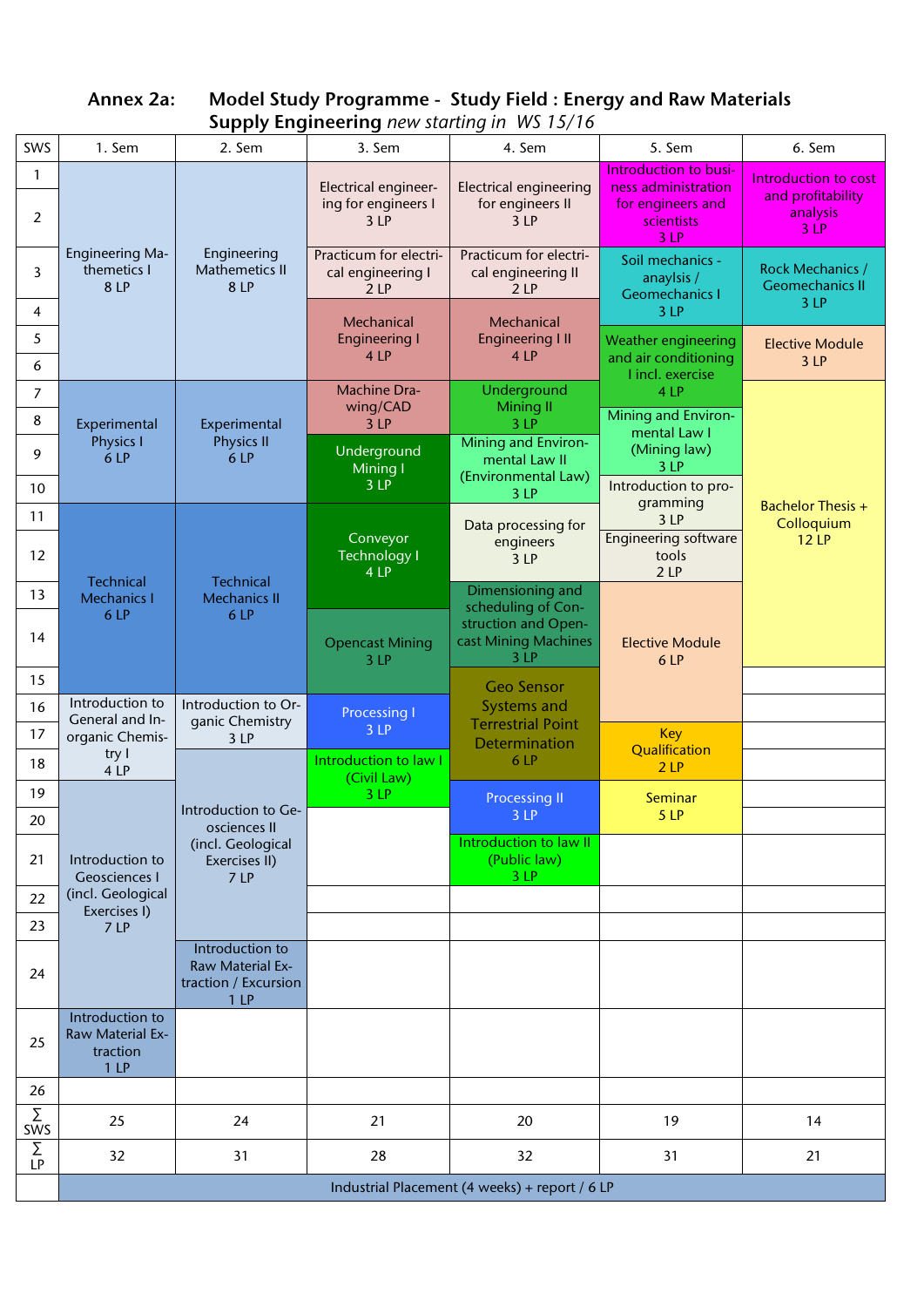**Annex 2a: Model Study Programme - Study Field : Energy and Raw Materials Supply Engineering** *new starting in WS 15/16*

| SWS | 1. Sem | 2. Sem | 3. Sem | 4. Sem | 5. Sem | 6. Sem |
|---|---|---|---|---|---|---|
| 1 | Engineering Mathematics I 8 LP | Engineering Mathematics II 8 LP | Electrical engineering for engineers I 3 LP | Electrical engineering for engineers II 3 LP | Introduction to business administration for engineers and scientists 3 LP | Introduction to cost and profitability analysis 3 LP |
| 2 | | | | | | |
| 3 | | | Practicum for electrical engineering I 2 LP | Practicum for electrical engineering II 2 LP | Soil mechanics - anaylsis / Geomechanics I 3 LP | Rock Mechanics / Geomechanics II 3 LP |
| 4 | | | Mechanical Engineering I 4 LP | Mechanical Engineering I II 4 LP | | |
| 5 | | | | | Weather engineering and air conditioning I incl. exercise 4 LP | Elective Module 3 LP |
| 6 | | | | | | |
| 7 | Experimental Physics I 6 LP | Experimental Physics II 6 LP | Machine Drawing/CAD 3 LP | Underground Mining II 3 LP | | Bachelor Thesis + Colloquium 12 LP |
| 8 | | | | | Mining and Environmental Law I (Mining law) 3 LP | |
| 9 | | | Underground Mining I 3 LP | Mining and Environmental Law II (Environmental Law) 3 LP | | |
| 10 | | | | | Introduction to programming 3 LP | |
| 11 | Technical Mechanics I 6 LP | Technical Mechanics II 6 LP | Conveyor Technology I 4 LP | Data processing for engineers 3 LP | | |
| 12 | | | | | Engineering software tools 2 LP | |
| 13 | | | | Dimensioning and scheduling of Construction and Opencast Mining Machines 3 LP | Elective Module 6 LP | |
| 14 | | | Opencast Mining 3 LP | | | |
| 15 | | | | Geo Sensor Systems and Terrestrial Point Determination 6 LP | | |
| 16 | Introduction to General and Inorganic Chemistry I 4 LP | Introduction to Organic Chemistry 3 LP | Processing I 3 LP | | | |
| 17 | | | | | Key Qualification 2 LP | |
| 18 | | Introduction to Geosciences II (incl. Geological Exercises II) 7 LP | Introduction to law I (Civil Law) 3 LP | | | |
| 19 | Introduction to Geosciences I (incl. Geological Exercises I) 7 LP | | | Processing II 3 LP | Seminar 5 LP | |
| 20 | | | | | | |
| 21 | | | | Introduction to law II (Public law) 3 LP | | |
| 22 | | | | | | |
| 23 | | | | | | |
| 24 | | Introduction to Raw Material Extraction / Excursion 1 LP | | | | |
| 25 | Introduction to Raw Material Extraction 1 LP | | | | | |
| 26 | | | | | | |
| Σ SWS | 25 | 24 | 21 | 20 | 19 | 14 |
| Σ LP | 32 | 31 | 28 | 32 | 31 | 21 |
| | Industrial Placement (4 weeks) + report / 6 LP | | | | | |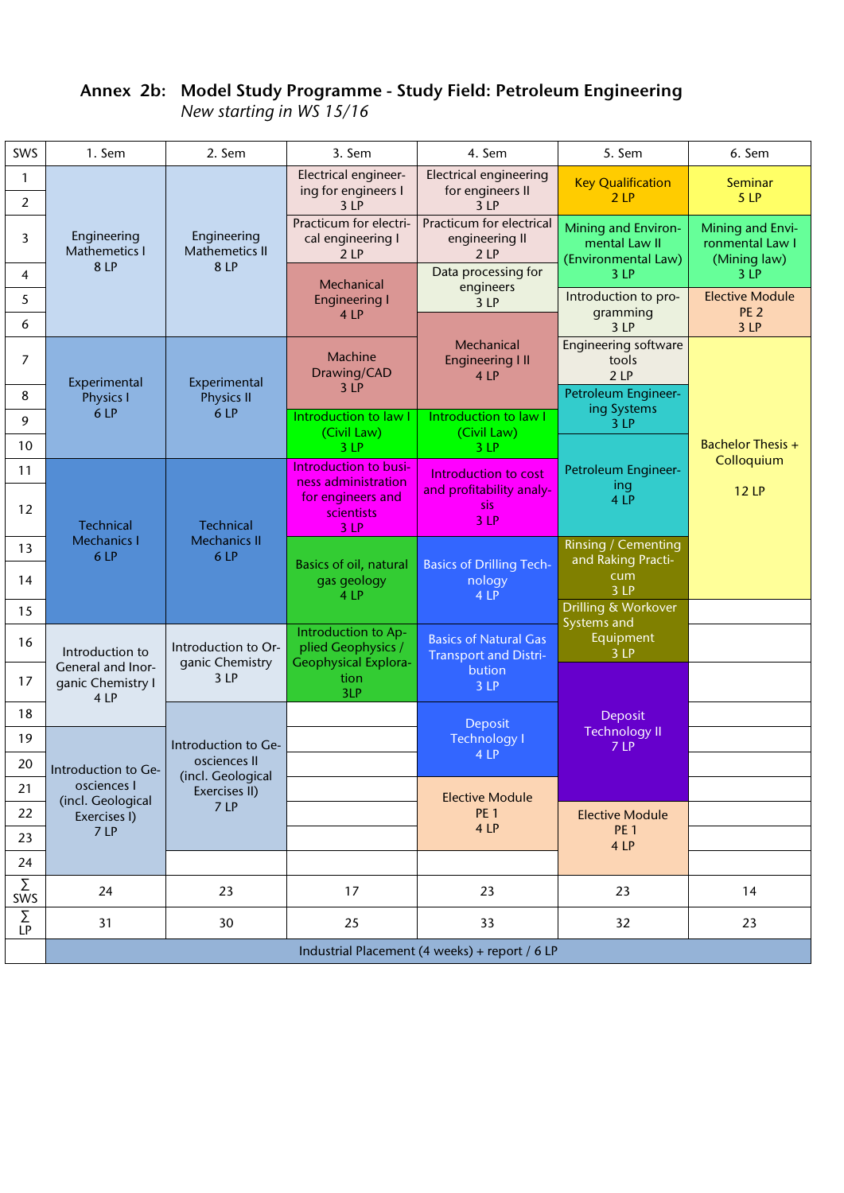**Annex 2b: Model Study Programme - Study Field: Petroleum Engineering**
*New starting in WS 15/16*

| SWS | 1. Sem | 2. Sem | 3. Sem | 4. Sem | 5. Sem | 6. Sem |
|---|---|---|---|---|---|---|
| 1 | Engineering Mathematics I 8 LP | Engineering Mathematics II 8 LP | Electrical engineering for engineers I 3 LP | Electrical engineering for engineers II 3 LP | Key Qualification 2 LP | Seminar 5 LP |
| 2 | | | | | | |
| 3 | | | Practicum for electrical engineering I 2 LP | Practicum for electrical engineering II 2 LP | Mining and Environmental Law II (Environmental Law) 3 LP | Mining and Environmental Law I (Mining law) 3 LP |
| 4 | | | Mechanical Engineering I 4 LP | Data processing for engineers 3 LP | | |
| 5 | | | | | Introduction to programming 3 LP | Elective Module PE 2 3 LP |
| 6 | | | | Mechanical Engineering I II 4 LP | | |
| 7 | Experimental Physics I 6 LP | Experimental Physics II 6 LP | Machine Drawing/CAD 3 LP | | Engineering software tools 2 LP | Bachelor Thesis + Colloquium 12 LP |
| 8 | | | | | Petroleum Engineering Systems 3 LP | |
| 9 | | | Introduction to law I (Civil Law) 3 LP | Introduction to law I (Civil Law) 3 LP | | |
| 10 | | | | | Petroleum Engineering 4 LP | |
| 11 | Technical Mechanics I 6 LP | Technical Mechanics II 6 LP | Introduction to business administration for engineers and scientists 3 LP | Introduction to cost and profitability analysis 3 LP | | |
| 12 | | | | | | |
| 13 | | | Basics of oil, natural gas geology 4 LP | Basics of Drilling Technology 4 LP | Rinsing / Cementing and Raking Practicum 3 LP | |
| 14 | | | | | | |
| 15 | | | | | Drilling & Workover Systems and Equipment 3 LP | |
| 16 | Introduction to General and Inorganic Chemistry I 4 LP | Introduction to Organic Chemistry 3 LP | Introduction to Applied Geophysics / Geophysical Exploration 3LP | Basics of Natural Gas Transport and Distribution 3 LP | | |
| 17 | | | | | Deposit Technology II 7 LP | |
| 18 | | Introduction to Geosciences II (incl. Geological Exercises II) 7 LP | | Deposit Technology I 4 LP | | |
| 19 | Introduction to Geosciences I (incl. Geological Exercises I) 7 LP | | | | | |
| 20 | | | | | | |
| 21 | | | | Elective Module PE 1 4 LP | | |
| 22 | | | | | Elective Module PE 1 4 LP | |
| 23 | | | | | | |
| 24 | | | | | | |
| Σ SWS | 24 | 23 | 17 | 23 | 23 | 14 |
| Σ LP | 31 | 30 | 25 | 33 | 32 | 23 |
| | Industrial Placement (4 weeks) + report / 6 LP | | | | | |